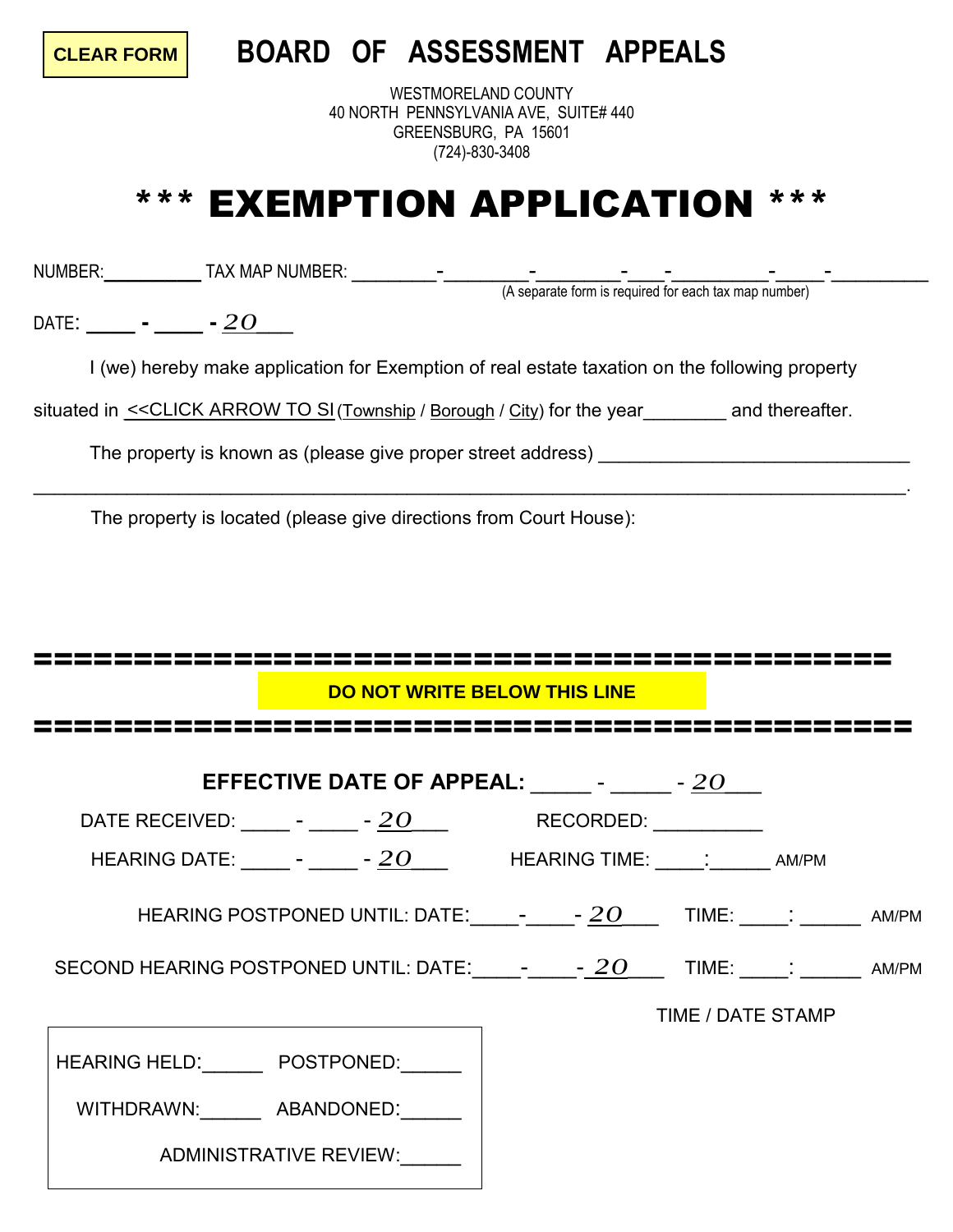CLEAR FORM

# BOARD OF ASSESSMENT APPEALS

WESTMORELAND COUNTY
40 NORTH PENNSYLVANIA AVE, SUITE# 440
GREENSBURG, PA 15601
(724)-830-3408

# *** EXEMPTION APPLICATION ***

NUMBER:__________ TAX MAP NUMBER: ________-________-________-___-_________-____-_________
(A separate form is required for each tax map number)

DATE: ____ - ____ - *20*___

I (we) hereby make application for Exemption of real estate taxation on the following property situated in <<CLICK ARROW TO SI (Township / Borough / City) for the year________ and thereafter.

The property is known as (please give proper street address) ______________________________
__________________________________________________________________________________.

The property is located (please give directions from Court House):

==========================================

**DO NOT WRITE BELOW THIS LINE**

==========================================

**EFFECTIVE DATE OF APPEAL:** _____ - _____ - *20*___

DATE RECEIVED: ____ - ____ - *20*___ RECORDED: __________

HEARING DATE: ____ - ____ - *20*___ HEARING TIME: ____:_____ AM/PM

HEARING POSTPONED UNTIL: DATE:____-____- *20*___ TIME: ____: _____ AM/PM

SECOND HEARING POSTPONED UNTIL: DATE:____-____- *20*___ TIME: ____: _____ AM/PM

TIME / DATE STAMP

HEARING HELD:______ POSTPONED:______

WITHDRAWN:______ ABANDONED:______

ADMINISTRATIVE REVIEW:______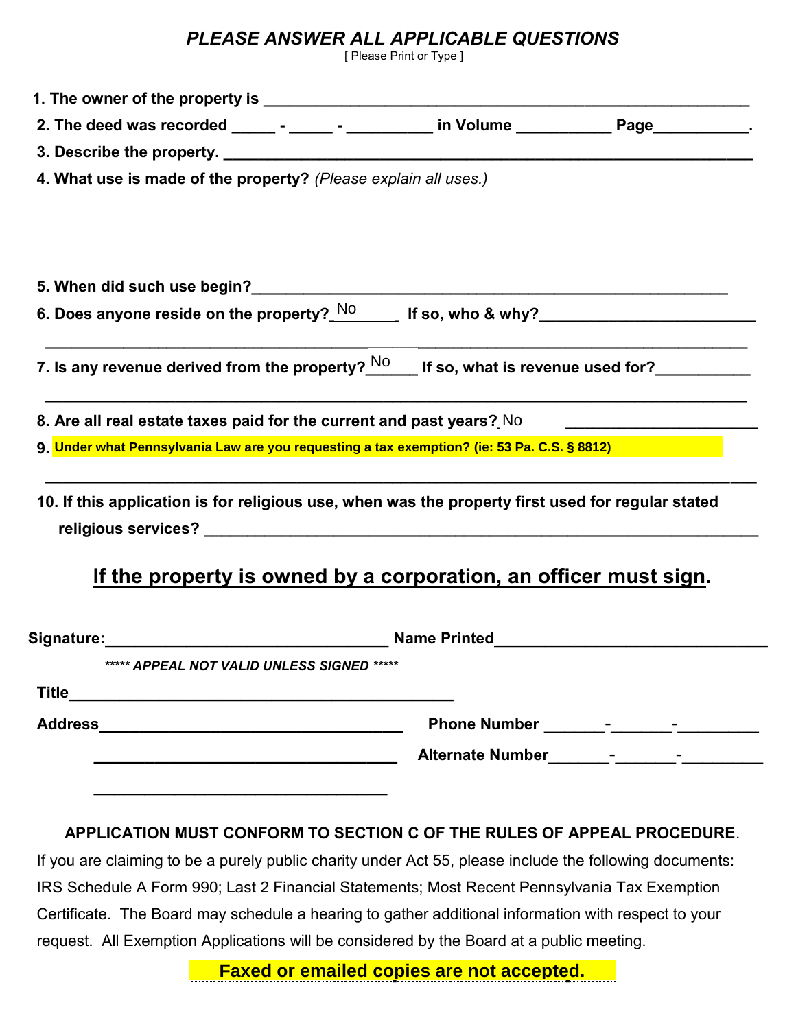## *PLEASE ANSWER ALL APPLICABLE QUESTIONS*

[ Please Print or Type ]

**1. The owner of the property is** ____________________________________________

**2. The deed was recorded** _____ - _____ - __________ **in Volume** ___________ **Page**___________.

**3. Describe the property.** ____________________________________________

**4. What use is made of the property?** *(Please explain all uses.)*

**5. When did such use begin?**____________________________________________

**6. Does anyone reside on the property?** No **If so, who & why?**________________________

____________________________________________

**7. Is any revenue derived from the property?** No **If so, what is revenue used for?**___________

____________________________________________

**8. Are all real estate taxes paid for the current and past years?** No ____________________

**9. Under what Pennsylvania Law are you requesting a tax exemption? (ie: 53 Pa. C.S. § 8812)**

____________________________________________

**10. If this application is for religious use, when was the property first used for regular stated religious services?** ____________________________________________

## If the property is owned by a corporation, an officer must sign.

**Signature:**________________________________ **Name Printed**________________________________

***\*\*\*\*\* APPEAL NOT VALID UNLESS SIGNED \*\*\*\*\****

**Title**____________________________________________

**Address**___________________________________ **Phone Number** _______-_______-_________

___________________________________ **Alternate Number**_______-_______-_________

___________________________________

**APPLICATION MUST CONFORM TO SECTION C OF THE RULES OF APPEAL PROCEDURE**.

If you are claiming to be a purely public charity under Act 55, please include the following documents: IRS Schedule A Form 990; Last 2 Financial Statements; Most Recent Pennsylvania Tax Exemption Certificate. The Board may schedule a hearing to gather additional information with respect to your request. All Exemption Applications will be considered by the Board at a public meeting.

**Faxed or emailed copies are not accepted.**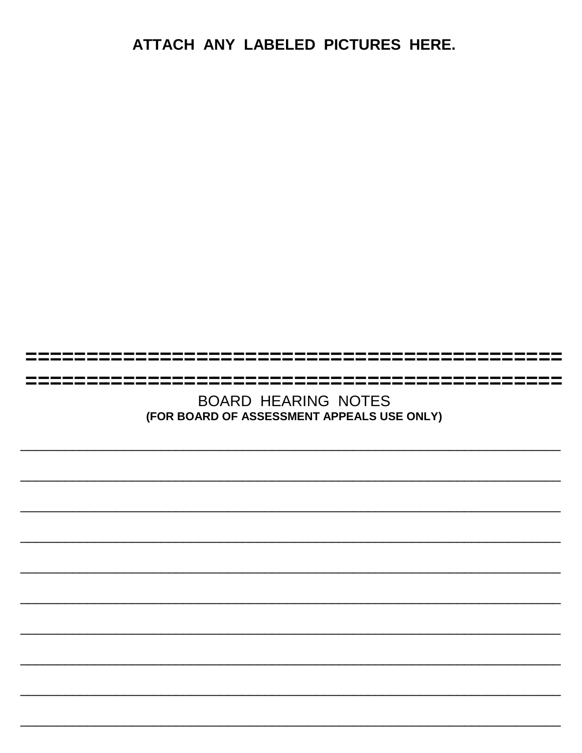**ATTACH ANY LABELED PICTURES HERE.**

==========================================

==========================================

BOARD HEARING NOTES

**(FOR BOARD OF ASSESSMENT APPEALS USE ONLY)**

______________________________________________________________________________

______________________________________________________________________________

______________________________________________________________________________

______________________________________________________________________________

______________________________________________________________________________

______________________________________________________________________________

______________________________________________________________________________

______________________________________________________________________________

______________________________________________________________________________

______________________________________________________________________________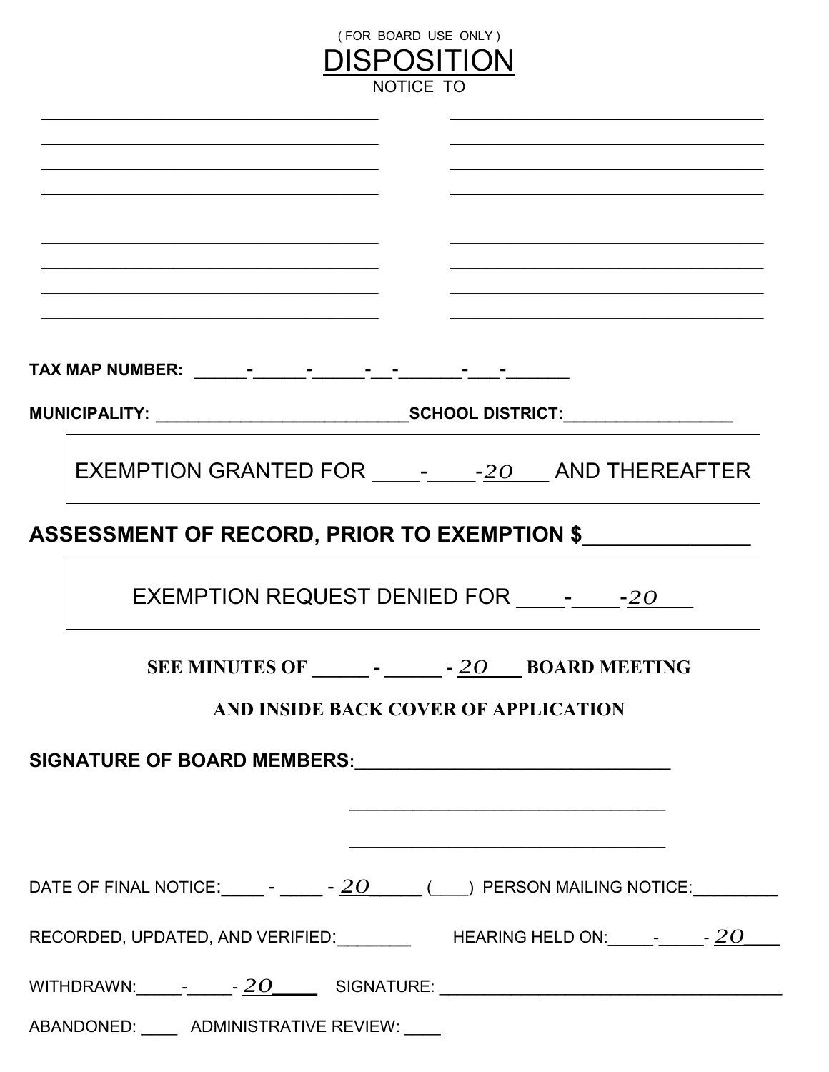( FOR BOARD USE ONLY )

# DISPOSITION

NOTICE TO

_______________________________________ _______________________________________
_______________________________________ _______________________________________
_______________________________________ _______________________________________
_______________________________________ _______________________________________

_______________________________________ _______________________________________
_______________________________________ _______________________________________
_______________________________________ _______________________________________
_______________________________________ _______________________________________

**TAX MAP NUMBER:** ______-______-______-__-_______-___-_______

**MUNICIPALITY:** ____________________________**SCHOOL DISTRICT:**___________________

EXEMPTION GRANTED FOR ____-____-*20*____ AND THEREAFTER

**ASSESSMENT OF RECORD, PRIOR TO EXEMPTION $______________**

EXEMPTION REQUEST DENIED FOR ____-____-*20*_____

**SEE MINUTES OF ______ - ______ - *20*____ BOARD MEETING**

**AND INSIDE BACK COVER OF APPLICATION**

**SIGNATURE OF BOARD MEMBERS:**________________________________

________________________________

________________________________

DATE OF FINAL NOTICE:____ - ____ - *20*______ (___) PERSON MAILING NOTICE:_________

RECORDED, UPDATED, AND VERIFIED:________ HEARING HELD ON:_____-_____- *20*___

WITHDRAWN:_____-_____- *20*____ SIGNATURE: ______________________________________

ABANDONED: ____ ADMINISTRATIVE REVIEW: ____